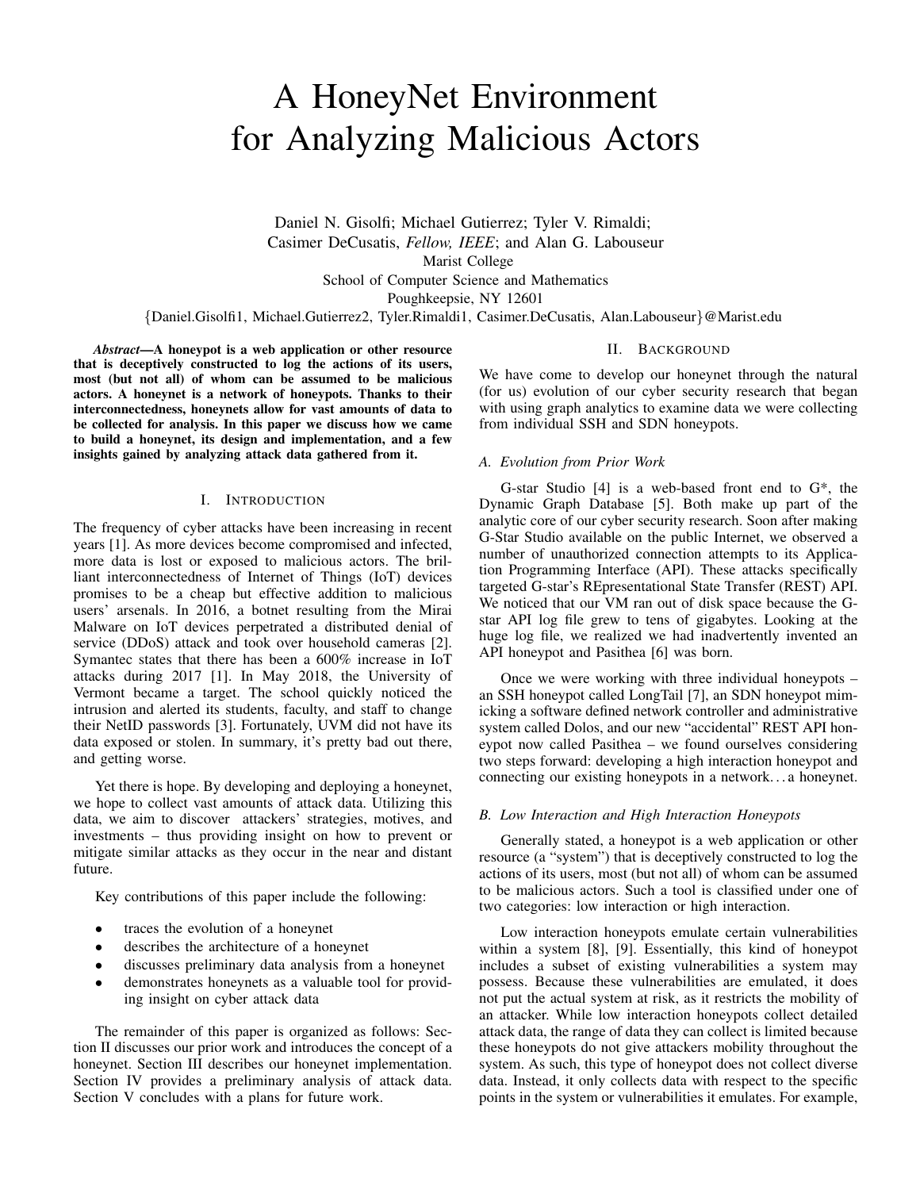# A HoneyNet Environment for Analyzing Malicious Actors

Daniel N. Gisolfi; Michael Gutierrez; Tyler V. Rimaldi; Casimer DeCusatis, *Fellow, IEEE*; and Alan G. Labouseur
Marist College
School of Computer Science and Mathematics
Poughkeepsie, NY 12601
{Daniel.Gisolfi1, Michael.Gutierrez2, Tyler.Rimaldi1, Casimer.DeCusatis, Alan.Labouseur}@Marist.edu

***Abstract*—A honeypot is a web application or other resource that is deceptively constructed to log the actions of its users, most (but not all) of whom can be assumed to be malicious actors. A honeynet is a network of honeypots. Thanks to their interconnectedness, honeynets allow for vast amounts of data to be collected for analysis. In this paper we discuss how we came to build a honeynet, its design and implementation, and a few insights gained by analyzing attack data gathered from it.**

## I. Introduction

The frequency of cyber attacks have been increasing in recent years [1]. As more devices become compromised and infected, more data is lost or exposed to malicious actors. The brilliant interconnectedness of Internet of Things (IoT) devices promises to be a cheap but effective addition to malicious users' arsenals. In 2016, a botnet resulting from the Mirai Malware on IoT devices perpetrated a distributed denial of service (DDoS) attack and took over household cameras [2]. Symantec states that there has been a 600% increase in IoT attacks during 2017 [1]. In May 2018, the University of Vermont became a target. The school quickly noticed the intrusion and alerted its students, faculty, and staff to change their NetID passwords [3]. Fortunately, UVM did not have its data exposed or stolen. In summary, it's pretty bad out there, and getting worse.

Yet there is hope. By developing and deploying a honeynet, we hope to collect vast amounts of attack data. Utilizing this data, we aim to discover attackers' strategies, motives, and investments – thus providing insight on how to prevent or mitigate similar attacks as they occur in the near and distant future.

Key contributions of this paper include the following:

- traces the evolution of a honeynet
- describes the architecture of a honeynet
- discusses preliminary data analysis from a honeynet
- demonstrates honeynets as a valuable tool for providing insight on cyber attack data

The remainder of this paper is organized as follows: Section II discusses our prior work and introduces the concept of a honeynet. Section III describes our honeynet implementation. Section IV provides a preliminary analysis of attack data. Section V concludes with a plans for future work.

## II. Background

We have come to develop our honeynet through the natural (for us) evolution of our cyber security research that began with using graph analytics to examine data we were collecting from individual SSH and SDN honeypots.

### A. Evolution from Prior Work

G-star Studio [4] is a web-based front end to G*, the Dynamic Graph Database [5]. Both make up part of the analytic core of our cyber security research. Soon after making G-Star Studio available on the public Internet, we observed a number of unauthorized connection attempts to its Application Programming Interface (API). These attacks specifically targeted G-star's REpresentational State Transfer (REST) API. We noticed that our VM ran out of disk space because the G-star API log file grew to tens of gigabytes. Looking at the huge log file, we realized we had inadvertently invented an API honeypot and Pasithea [6] was born.

Once we were working with three individual honeypots – an SSH honeypot called LongTail [7], an SDN honeypot mimicking a software defined network controller and administrative system called Dolos, and our new "accidental" REST API honeypot now called Pasithea – we found ourselves considering two steps forward: developing a high interaction honeypot and connecting our existing honeypots in a network. . . a honeynet.

### B. Low Interaction and High Interaction Honeypots

Generally stated, a honeypot is a web application or other resource (a "system") that is deceptively constructed to log the actions of its users, most (but not all) of whom can be assumed to be malicious actors. Such a tool is classified under one of two categories: low interaction or high interaction.

Low interaction honeypots emulate certain vulnerabilities within a system [8], [9]. Essentially, this kind of honeypot includes a subset of existing vulnerabilities a system may possess. Because these vulnerabilities are emulated, it does not put the actual system at risk, as it restricts the mobility of an attacker. While low interaction honeypots collect detailed attack data, the range of data they can collect is limited because these honeypots do not give attackers mobility throughout the system. As such, this type of honeypot does not collect diverse data. Instead, it only collects data with respect to the specific points in the system or vulnerabilities it emulates. For example,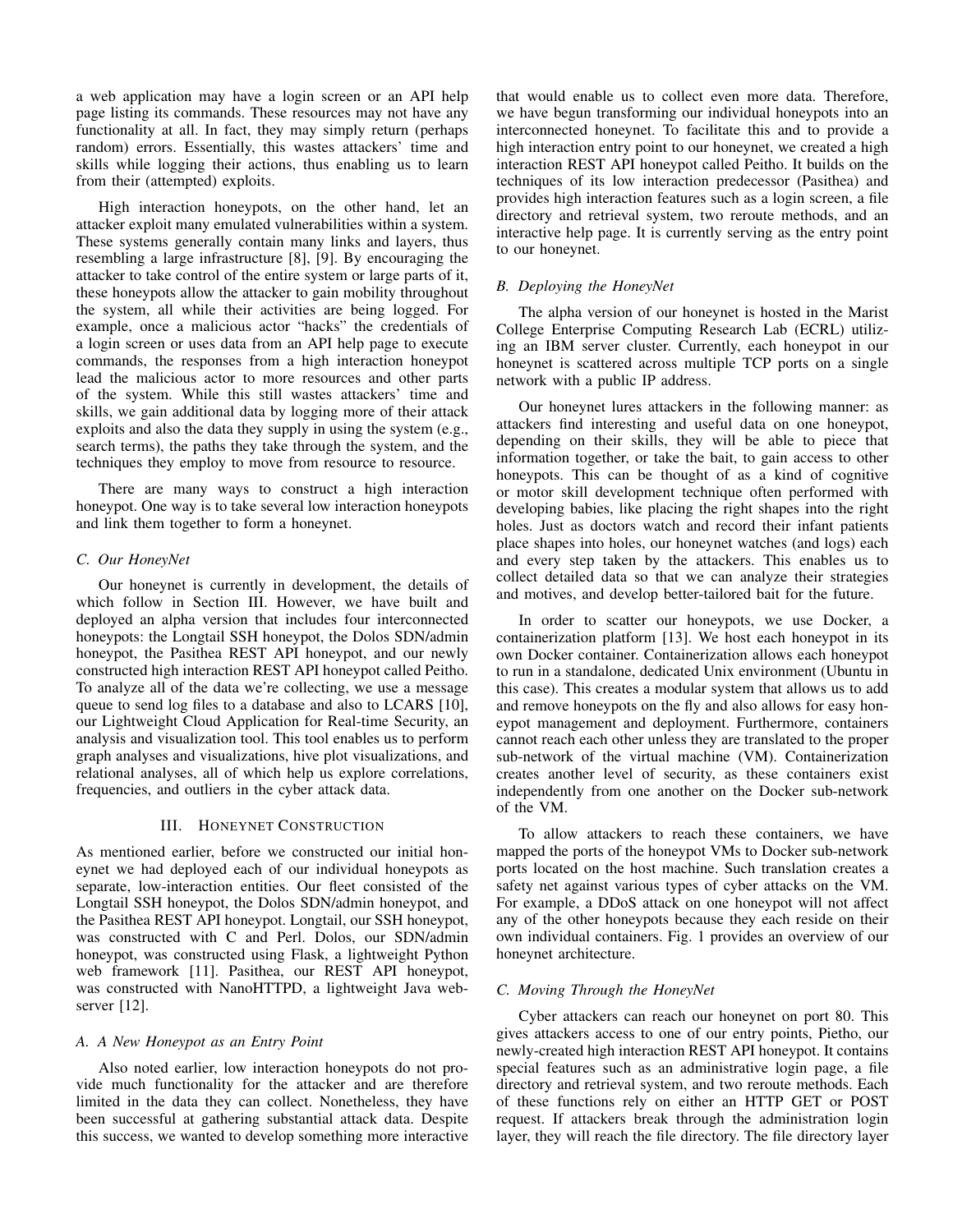a web application may have a login screen or an API help page listing its commands. These resources may not have any functionality at all. In fact, they may simply return (perhaps random) errors. Essentially, this wastes attackers' time and skills while logging their actions, thus enabling us to learn from their (attempted) exploits.

High interaction honeypots, on the other hand, let an attacker exploit many emulated vulnerabilities within a system. These systems generally contain many links and layers, thus resembling a large infrastructure [8], [9]. By encouraging the attacker to take control of the entire system or large parts of it, these honeypots allow the attacker to gain mobility throughout the system, all while their activities are being logged. For example, once a malicious actor "hacks" the credentials of a login screen or uses data from an API help page to execute commands, the responses from a high interaction honeypot lead the malicious actor to more resources and other parts of the system. While this still wastes attackers' time and skills, we gain additional data by logging more of their attack exploits and also the data they supply in using the system (e.g., search terms), the paths they take through the system, and the techniques they employ to move from resource to resource.

There are many ways to construct a high interaction honeypot. One way is to take several low interaction honeypots and link them together to form a honeynet.

### C. Our HoneyNet

Our honeynet is currently in development, the details of which follow in Section III. However, we have built and deployed an alpha version that includes four interconnected honeypots: the Longtail SSH honeypot, the Dolos SDN/admin honeypot, the Pasithea REST API honeypot, and our newly constructed high interaction REST API honeypot called Peitho. To analyze all of the data we're collecting, we use a message queue to send log files to a database and also to LCARS [10], our Lightweight Cloud Application for Real-time Security, an analysis and visualization tool. This tool enables us to perform graph analyses and visualizations, hive plot visualizations, and relational analyses, all of which help us explore correlations, frequencies, and outliers in the cyber attack data.

## III. Honeynet Construction

As mentioned earlier, before we constructed our initial honeynet we had deployed each of our individual honeypots as separate, low-interaction entities. Our fleet consisted of the Longtail SSH honeypot, the Dolos SDN/admin honeypot, and the Pasithea REST API honeypot. Longtail, our SSH honeypot, was constructed with C and Perl. Dolos, our SDN/admin honeypot, was constructed using Flask, a lightweight Python web framework [11]. Pasithea, our REST API honeypot, was constructed with NanoHTTPD, a lightweight Java webserver [12].

### A. A New Honeypot as an Entry Point

Also noted earlier, low interaction honeypots do not provide much functionality for the attacker and are therefore limited in the data they can collect. Nonetheless, they have been successful at gathering substantial attack data. Despite this success, we wanted to develop something more interactive that would enable us to collect even more data. Therefore, we have begun transforming our individual honeypots into an interconnected honeynet. To facilitate this and to provide a high interaction entry point to our honeynet, we created a high interaction REST API honeypot called Peitho. It builds on the techniques of its low interaction predecessor (Pasithea) and provides high interaction features such as a login screen, a file directory and retrieval system, two reroute methods, and an interactive help page. It is currently serving as the entry point to our honeynet.

### B. Deploying the HoneyNet

The alpha version of our honeynet is hosted in the Marist College Enterprise Computing Research Lab (ECRL) utilizing an IBM server cluster. Currently, each honeypot in our honeynet is scattered across multiple TCP ports on a single network with a public IP address.

Our honeynet lures attackers in the following manner: as attackers find interesting and useful data on one honeypot, depending on their skills, they will be able to piece that information together, or take the bait, to gain access to other honeypots. This can be thought of as a kind of cognitive or motor skill development technique often performed with developing babies, like placing the right shapes into the right holes. Just as doctors watch and record their infant patients place shapes into holes, our honeynet watches (and logs) each and every step taken by the attackers. This enables us to collect detailed data so that we can analyze their strategies and motives, and develop better-tailored bait for the future.

In order to scatter our honeypots, we use Docker, a containerization platform [13]. We host each honeypot in its own Docker container. Containerization allows each honeypot to run in a standalone, dedicated Unix environment (Ubuntu in this case). This creates a modular system that allows us to add and remove honeypots on the fly and also allows for easy honeypot management and deployment. Furthermore, containers cannot reach each other unless they are translated to the proper sub-network of the virtual machine (VM). Containerization creates another level of security, as these containers exist independently from one another on the Docker sub-network of the VM.

To allow attackers to reach these containers, we have mapped the ports of the honeypot VMs to Docker sub-network ports located on the host machine. Such translation creates a safety net against various types of cyber attacks on the VM. For example, a DDoS attack on one honeypot will not affect any of the other honeypots because they each reside on their own individual containers. Fig. 1 provides an overview of our honeynet architecture.

### C. Moving Through the HoneyNet

Cyber attackers can reach our honeynet on port 80. This gives attackers access to one of our entry points, Pietho, our newly-created high interaction REST API honeypot. It contains special features such as an administrative login page, a file directory and retrieval system, and two reroute methods. Each of these functions rely on either an HTTP GET or POST request. If attackers break through the administration login layer, they will reach the file directory. The file directory layer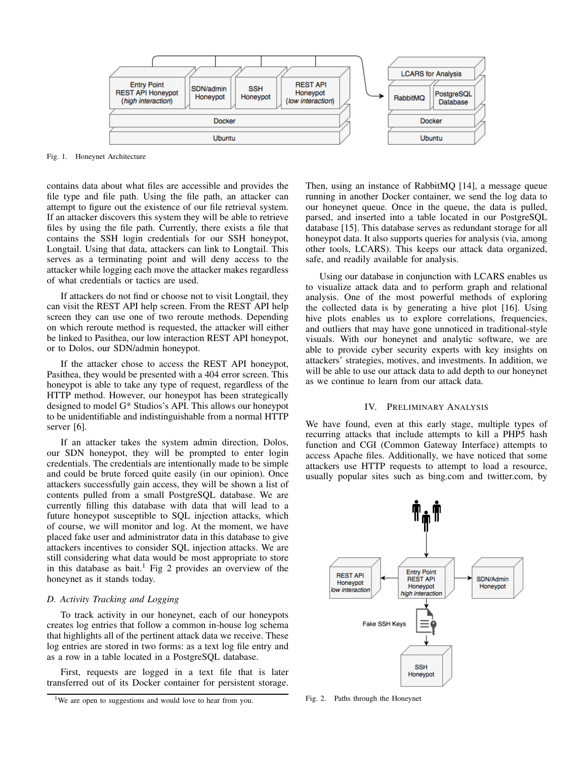Fig. 1. Honeynet Architecture

contains data about what files are accessible and provides the file type and file path. Using the file path, an attacker can attempt to figure out the existence of our file retrieval system. If an attacker discovers this system they will be able to retrieve files by using the file path. Currently, there exists a file that contains the SSH login credentials for our SSH honeypot, Longtail. Using that data, attackers can link to Longtail. This serves as a terminating point and will deny access to the attacker while logging each move the attacker makes regardless of what credentials or tactics are used.

If attackers do not find or choose not to visit Longtail, they can visit the REST API help screen. From the REST API help screen they can use one of two reroute methods. Depending on which reroute method is requested, the attacker will either be linked to Pasithea, our low interaction REST API honeypot, or to Dolos, our SDN/admin honeypot.

If the attacker chose to access the REST API honeypot, Pasithea, they would be presented with a 404 error screen. This honeypot is able to take any type of request, regardless of the HTTP method. However, our honeypot has been strategically designed to model G* Studios's API. This allows our honeypot to be unidentifiable and indistinguishable from a normal HTTP server [6].

If an attacker takes the system admin direction, Dolos, our SDN honeypot, they will be prompted to enter login credentials. The credentials are intentionally made to be simple and could be brute forced quite easily (in our opinion). Once attackers successfully gain access, they will be shown a list of contents pulled from a small PostgreSQL database. We are currently filling this database with data that will lead to a future honeypot susceptible to SQL injection attacks, which of course, we will monitor and log. At the moment, we have placed fake user and administrator data in this database to give attackers incentives to consider SQL injection attacks. We are still considering what data would be most appropriate to store in this database as bait.[1] Fig 2 provides an overview of the honeynet as it stands today.

### D. Activity Tracking and Logging

To track activity in our honeynet, each of our honeypots creates log entries that follow a common in-house log schema that highlights all of the pertinent attack data we receive. These log entries are stored in two forms: as a text log file entry and as a row in a table located in a PostgreSQL database.

First, requests are logged in a text file that is later transferred out of its Docker container for persistent storage. Then, using an instance of RabbitMQ [14], a message queue running in another Docker container, we send the log data to our honeynet queue. Once in the queue, the data is pulled, parsed, and inserted into a table located in our PostgreSQL database [15]. This database serves as redundant storage for all honeypot data. It also supports queries for analysis (via, among other tools, LCARS). This keeps our attack data organized, safe, and readily available for analysis.

Using our database in conjunction with LCARS enables us to visualize attack data and to perform graph and relational analysis. One of the most powerful methods of exploring the collected data is by generating a hive plot [16]. Using hive plots enables us to explore correlations, frequencies, and outliers that may have gone unnoticed in traditional-style visuals. With our honeynet and analytic software, we are able to provide cyber security experts with key insights on attackers' strategies, motives, and investments. In addition, we will be able to use our attack data to add depth to our honeynet as we continue to learn from our attack data.

## IV. Preliminary Analysis

We have found, even at this early stage, multiple types of recurring attacks that include attempts to kill a PHP5 hash function and CGI (Common Gateway Interface) attempts to access Apache files. Additionally, we have noticed that some attackers use HTTP requests to attempt to load a resource, usually popular sites such as bing.com and twitter.com, by

Fig. 2. Paths through the Honeynet

[1] We are open to suggestions and would love to hear from you.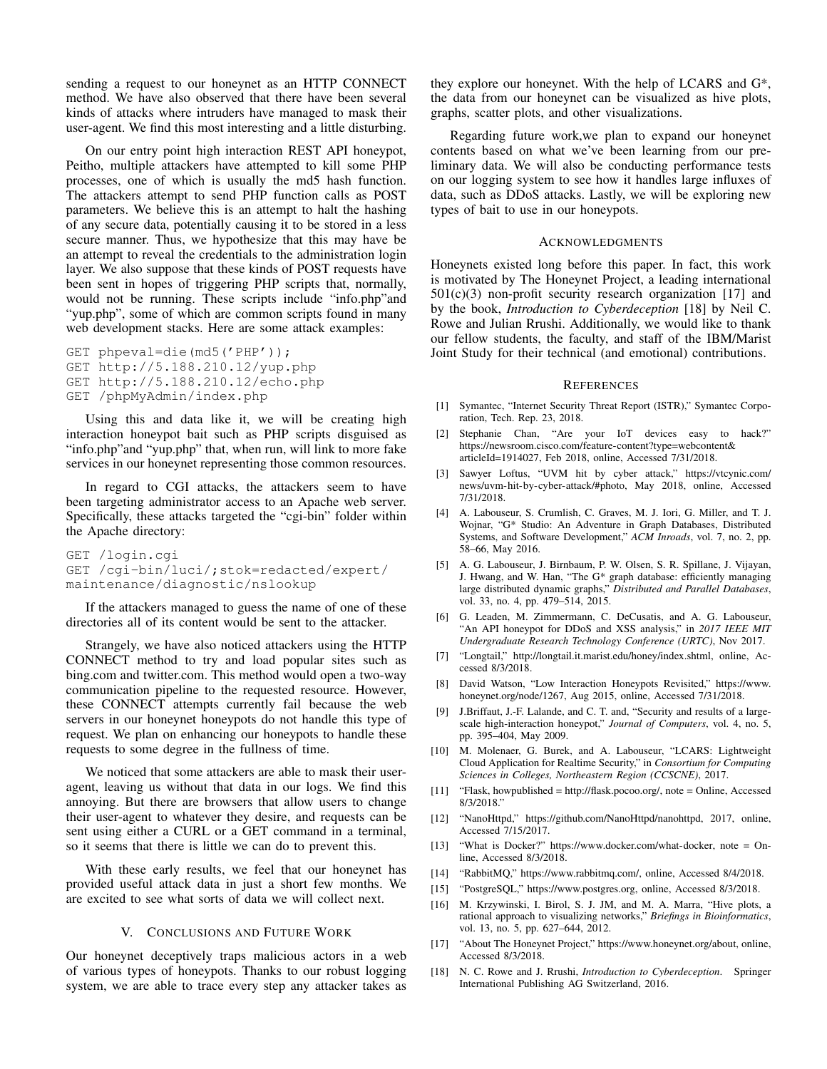sending a request to our honeynet as an HTTP CONNECT method. We have also observed that there have been several kinds of attacks where intruders have managed to mask their user-agent. We find this most interesting and a little disturbing.

On our entry point high interaction REST API honeypot, Peitho, multiple attackers have attempted to kill some PHP processes, one of which is usually the md5 hash function. The attackers attempt to send PHP function calls as POST parameters. We believe this is an attempt to halt the hashing of any secure data, potentially causing it to be stored in a less secure manner. Thus, we hypothesize that this may have be an attempt to reveal the credentials to the administration login layer. We also suppose that these kinds of POST requests have been sent in hopes of triggering PHP scripts that, normally, would not be running. These scripts include "info.php"and "yup.php", some of which are common scripts found in many web development stacks. Here are some attack examples:

```
GET phpeval=die(md5('PHP'));
GET http://5.188.210.12/yup.php
GET http://5.188.210.12/echo.php
GET /phpMyAdmin/index.php
```

Using this and data like it, we will be creating high interaction honeypot bait such as PHP scripts disguised as "info.php"and "yup.php" that, when run, will link to more fake services in our honeynet representing those common resources.

In regard to CGI attacks, the attackers seem to have been targeting administrator access to an Apache web server. Specifically, these attacks targeted the "cgi-bin" folder within the Apache directory:

```
GET /login.cgi
GET /cgi-bin/luci/;stok=redacted/expert/
maintenance/diagnostic/nslookup
```

If the attackers managed to guess the name of one of these directories all of its content would be sent to the attacker.

Strangely, we have also noticed attackers using the HTTP CONNECT method to try and load popular sites such as bing.com and twitter.com. This method would open a two-way communication pipeline to the requested resource. However, these CONNECT attempts currently fail because the web servers in our honeynet honeypots do not handle this type of request. We plan on enhancing our honeypots to handle these requests to some degree in the fullness of time.

We noticed that some attackers are able to mask their user-agent, leaving us without that data in our logs. We find this annoying. But there are browsers that allow users to change their user-agent to whatever they desire, and requests can be sent using either a CURL or a GET command in a terminal, so it seems that there is little we can do to prevent this.

With these early results, we feel that our honeynet has provided useful attack data in just a short few months. We are excited to see what sorts of data we will collect next.

## V. Conclusions and Future Work

Our honeynet deceptively traps malicious actors in a web of various types of honeypots. Thanks to our robust logging system, we are able to trace every step any attacker takes as they explore our honeynet. With the help of LCARS and G*, the data from our honeynet can be visualized as hive plots, graphs, scatter plots, and other visualizations.

Regarding future work,we plan to expand our honeynet contents based on what we've been learning from our preliminary data. We will also be conducting performance tests on our logging system to see how it handles large influxes of data, such as DDoS attacks. Lastly, we will be exploring new types of bait to use in our honeypots.

## Acknowledgments

Honeynets existed long before this paper. In fact, this work is motivated by The Honeynet Project, a leading international 501(c)(3) non-profit security research organization [17] and by the book, *Introduction to Cyberdeception* [18] by Neil C. Rowe and Julian Rrushi. Additionally, we would like to thank our fellow students, the faculty, and staff of the IBM/Marist Joint Study for their technical (and emotional) contributions.

## References

[1] Symantec, "Internet Security Threat Report (ISTR)," Symantec Corporation, Tech. Rep. 23, 2018.

[2] Stephanie Chan, "Are your IoT devices easy to hack?" https://newsroom.cisco.com/feature-content?type=webcontent&articleId=1914027, Feb 2018, online, Accessed 7/31/2018.

[3] Sawyer Loftus, "UVM hit by cyber attack," https://vtcynic.com/news/uvm-hit-by-cyber-attack/#photo, May 2018, online, Accessed 7/31/2018.

[4] A. Labouseur, S. Crumlish, C. Graves, M. J. Iori, G. Miller, and T. J. Wojnar, "G* Studio: An Adventure in Graph Databases, Distributed Systems, and Software Development," *ACM Inroads*, vol. 7, no. 2, pp. 58–66, May 2016.

[5] A. G. Labouseur, J. Birnbaum, P. W. Olsen, S. R. Spillane, J. Vijayan, J. Hwang, and W. Han, "The G* graph database: efficiently managing large distributed dynamic graphs," *Distributed and Parallel Databases*, vol. 33, no. 4, pp. 479–514, 2015.

[6] G. Leaden, M. Zimmermann, C. DeCusatis, and A. G. Labouseur, "An API honeypot for DDoS and XSS analysis," in *2017 IEEE MIT Undergraduate Research Technology Conference (URTC)*, Nov 2017.

[7] "Longtail," http://longtail.it.marist.edu/honey/index.shtml, online, Accessed 8/3/2018.

[8] David Watson, "Low Interaction Honeypots Revisited," https://www.honeynet.org/node/1267, Aug 2015, online, Accessed 7/31/2018.

[9] J.Briffaut, J.-F. Lalande, and C. T. and, "Security and results of a large-scale high-interaction honeypot," *Journal of Computers*, vol. 4, no. 5, pp. 395–404, May 2009.

[10] M. Molenaer, G. Burek, and A. Labouseur, "LCARS: Lightweight Cloud Application for Realtime Security," in *Consortium for Computing Sciences in Colleges, Northeastern Region (CCSCNE)*, 2017.

[11] "Flask, howpublished = http://flask.pocoo.org/, note = Online, Accessed 8/3/2018."

[12] "NanoHttpd," https://github.com/NanoHttpd/nanohttpd, 2017, online, Accessed 7/15/2017.

[13] "What is Docker?" https://www.docker.com/what-docker, note = Online, Accessed 8/3/2018.

[14] "RabbitMQ," https://www.rabbitmq.com/, online, Accessed 8/4/2018.

[15] "PostgreSQL," https://www.postgres.org, online, Accessed 8/3/2018.

[16] M. Krzywinski, I. Birol, S. J. JM, and M. A. Marra, "Hive plots, a rational approach to visualizing networks," *Briefings in Bioinformatics*, vol. 13, no. 5, pp. 627–644, 2012.

[17] "About The Honeynet Project," https://www.honeynet.org/about, online, Accessed 8/3/2018.

[18] N. C. Rowe and J. Rrushi, *Introduction to Cyberdeception*. Springer International Publishing AG Switzerland, 2016.